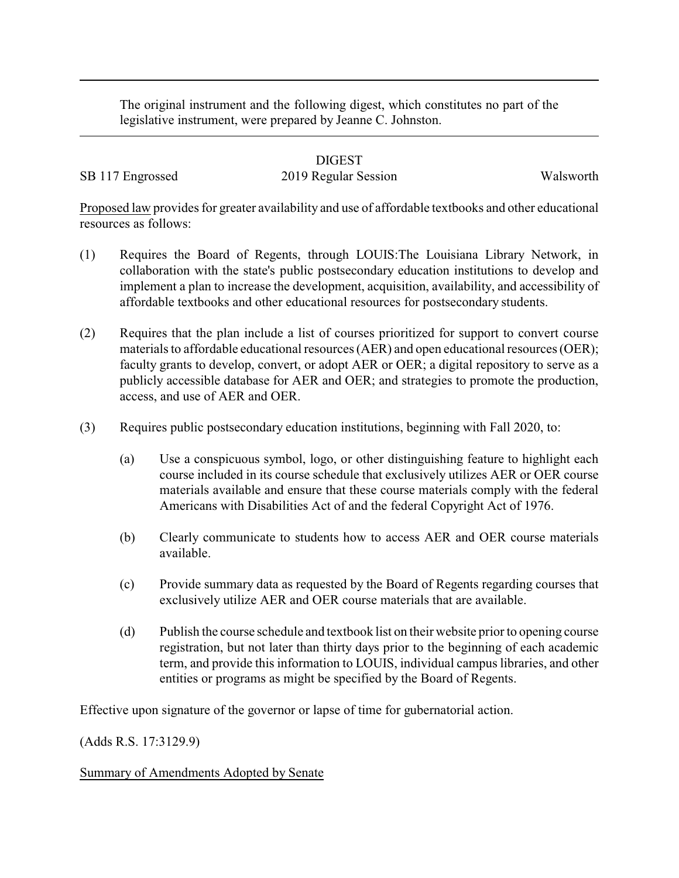The original instrument and the following digest, which constitutes no part of the legislative instrument, were prepared by Jeanne C. Johnston.

DIGEST

SB 117 Engrossed 2019 Regular Session Walsworth

Proposed law provides for greater availability and use of affordable textbooks and other educational resources as follows:

(1) Requires the Board of Regents, through LOUIS:The Louisiana Library Network, in collaboration with the state's public postsecondary education institutions to develop and implement a plan to increase the development, acquisition, availability, and accessibility of affordable textbooks and other educational resources for postsecondary students.

(2) Requires that the plan include a list of courses prioritized for support to convert course materials to affordable educational resources (AER) and open educational resources (OER); faculty grants to develop, convert, or adopt AER or OER; a digital repository to serve as a publicly accessible database for AER and OER; and strategies to promote the production, access, and use of AER and OER.

(3) Requires public postsecondary education institutions, beginning with Fall 2020, to:

  (a) Use a conspicuous symbol, logo, or other distinguishing feature to highlight each course included in its course schedule that exclusively utilizes AER or OER course materials available and ensure that these course materials comply with the federal Americans with Disabilities Act of and the federal Copyright Act of 1976.

  (b) Clearly communicate to students how to access AER and OER course materials available.

  (c) Provide summary data as requested by the Board of Regents regarding courses that exclusively utilize AER and OER course materials that are available.

  (d) Publish the course schedule and textbook list on their website prior to opening course registration, but not later than thirty days prior to the beginning of each academic term, and provide this information to LOUIS, individual campus libraries, and other entities or programs as might be specified by the Board of Regents.

Effective upon signature of the governor or lapse of time for gubernatorial action.

(Adds R.S. 17:3129.9)

Summary of Amendments Adopted by Senate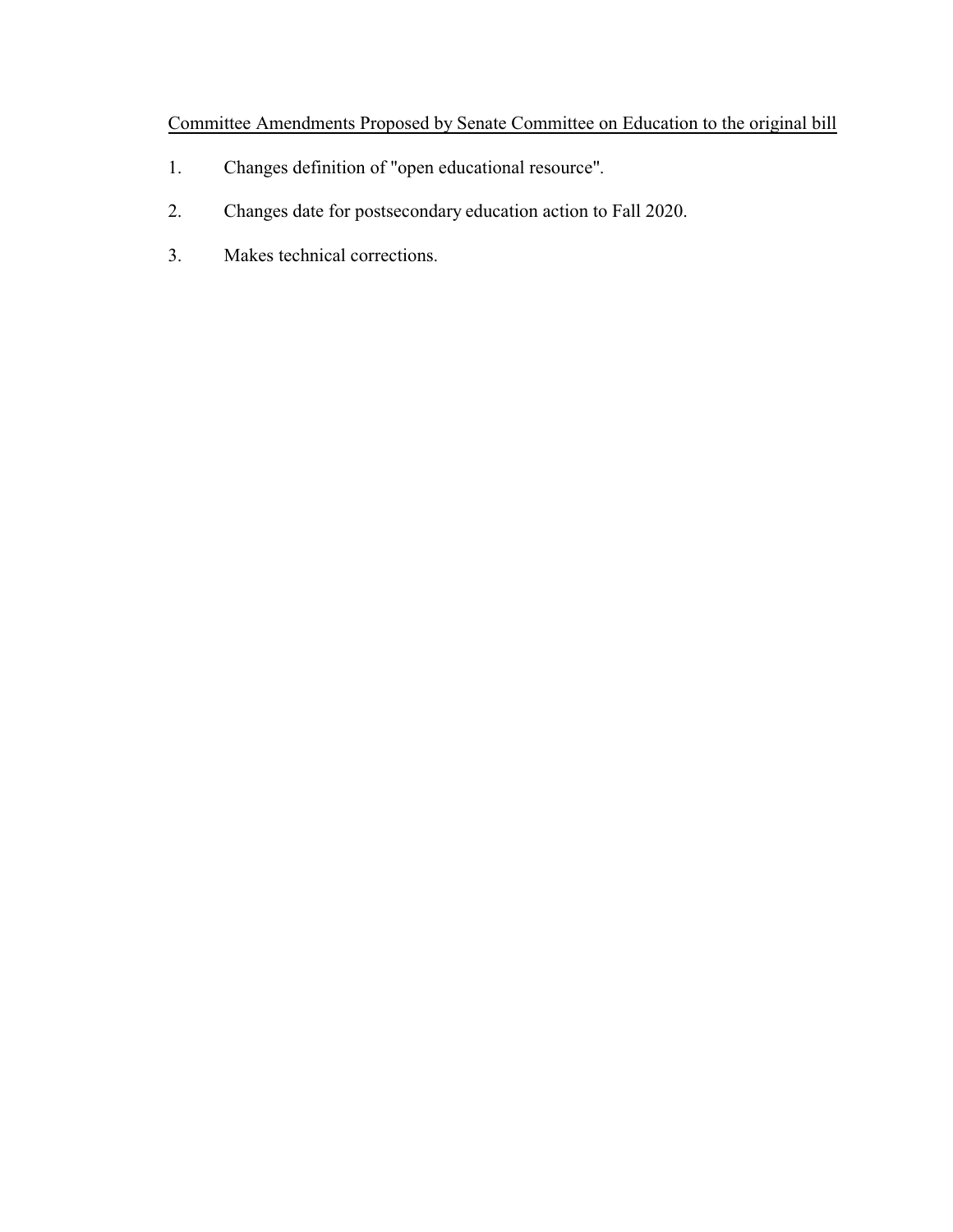Committee Amendments Proposed by Senate Committee on Education to the original bill

1. Changes definition of "open educational resource".

2. Changes date for postsecondary education action to Fall 2020.

3. Makes technical corrections.